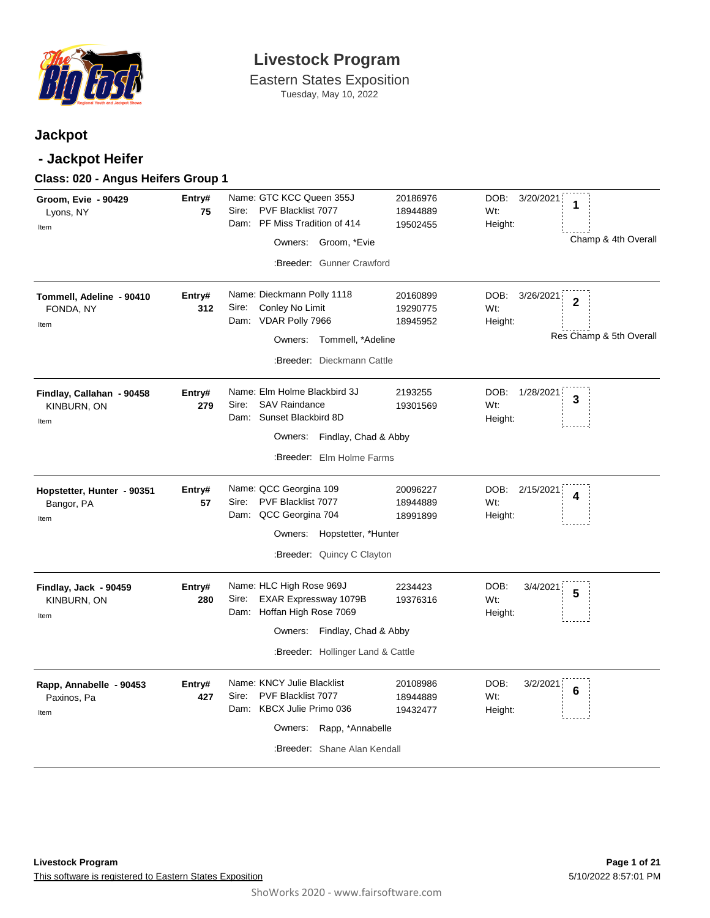# Livestock Program

Eastern States Exposition

Tuesday, May 10, 2022

## Jackpot

### - Jackpot Heifer

#### Class: 020 - Angus Heifers Group 1

| Exhibitor | Entry# | Animal | Reg # | Details | Place |
|---|---|---|---|---|---|
| **Groom, Evie - 90429**<br>Lyons, NY<br>Item | **75** | Name: GTC KCC Queen 355J<br>Sire: PVF Blacklist 7077<br>Dam: PF Miss Tradition of 414<br>Owners: Groom, *Evie<br>:Breeder: Gunner Crawford | 20186976<br>18944889<br>19502455 | DOB: 3/20/2021<br>Wt:<br>Height: | **1**<br>Champ & 4th Overall |
| **Tommell, Adeline - 90410**<br>FONDA, NY<br>Item | **312** | Name: Dieckmann Polly 1118<br>Sire: Conley No Limit<br>Dam: VDAR Polly 7966<br>Owners: Tommell, *Adeline<br>:Breeder: Dieckmann Cattle | 20160899<br>19290775<br>18945952 | DOB: 3/26/2021<br>Wt:<br>Height: | **2**<br>Res Champ & 5th Overall |
| **Findlay, Callahan - 90458**<br>KINBURN, ON<br>Item | **279** | Name: Elm Holme Blackbird 3J<br>Sire: SAV Raindance<br>Dam: Sunset Blackbird 8D<br>Owners: Findlay, Chad & Abby<br>:Breeder: Elm Holme Farms | 2193255<br>19301569 | DOB: 1/28/2021<br>Wt:<br>Height: | **3** |
| **Hopstetter, Hunter - 90351**<br>Bangor, PA<br>Item | **57** | Name: QCC Georgina 109<br>Sire: PVF Blacklist 7077<br>Dam: QCC Georgina 704<br>Owners: Hopstetter, *Hunter<br>:Breeder: Quincy C Clayton | 20096227<br>18944889<br>18991899 | DOB: 2/15/2021<br>Wt:<br>Height: | **4** |
| **Findlay, Jack - 90459**<br>KINBURN, ON<br>Item | **280** | Name: HLC High Rose 969J<br>Sire: EXAR Expressway 1079B<br>Dam: Hoffan High Rose 7069<br>Owners: Findlay, Chad & Abby<br>:Breeder: Hollinger Land & Cattle | 2234423<br>19376316 | DOB: 3/4/2021<br>Wt:<br>Height: | **5** |
| **Rapp, Annabelle - 90453**<br>Paxinos, Pa<br>Item | **427** | Name: KNCY Julie Blacklist<br>Sire: PVF Blacklist 7077<br>Dam: KBCX Julie Primo 036<br>Owners: Rapp, *Annabelle<br>:Breeder: Shane Alan Kendall | 20108986<br>18944889<br>19432477 | DOB: 3/2/2021<br>Wt:<br>Height: | **6** |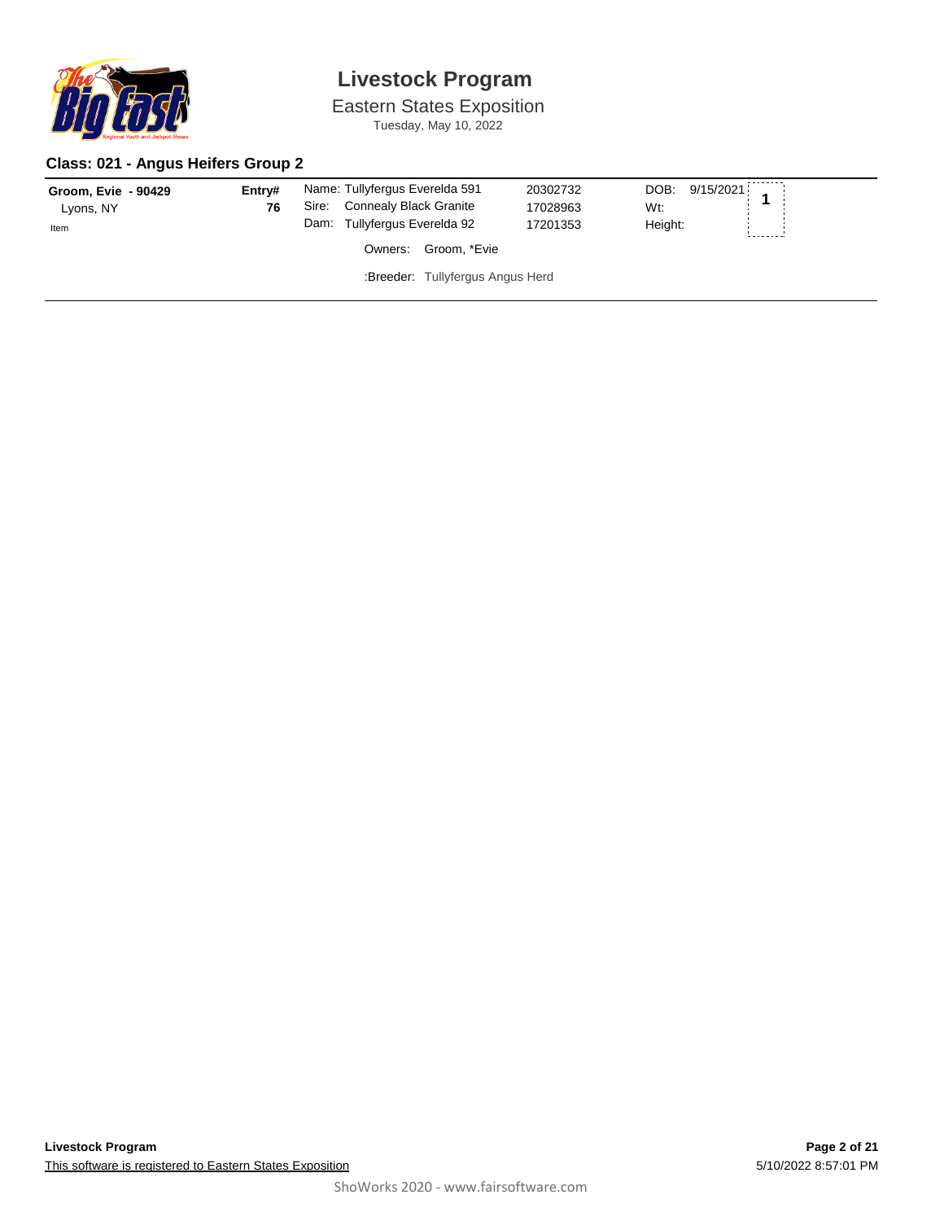# Livestock Program

Eastern States Exposition

Tuesday, May 10, 2022

## Class: 021 - Angus Heifers Group 2

| Exhibitor | Entry# | Animal | Reg# | Details | Place |
|---|---|---|---|---|---|
| **Groom, Evie - 90429** | **76** | Name: Tullyfergus Everelda 591 | 20302732 | DOB: 9/15/2021 | **1** |
| Lyons, NY | | Sire: Connealy Black Granite | 17028963 | Wt: | |
| Item | | Dam: Tullyfergus Everelda 92 | 17201353 | Height: | |
| | | Owners: Groom, *Evie | | | |
| | | :Breeder: Tullyfergus Angus Herd | | | |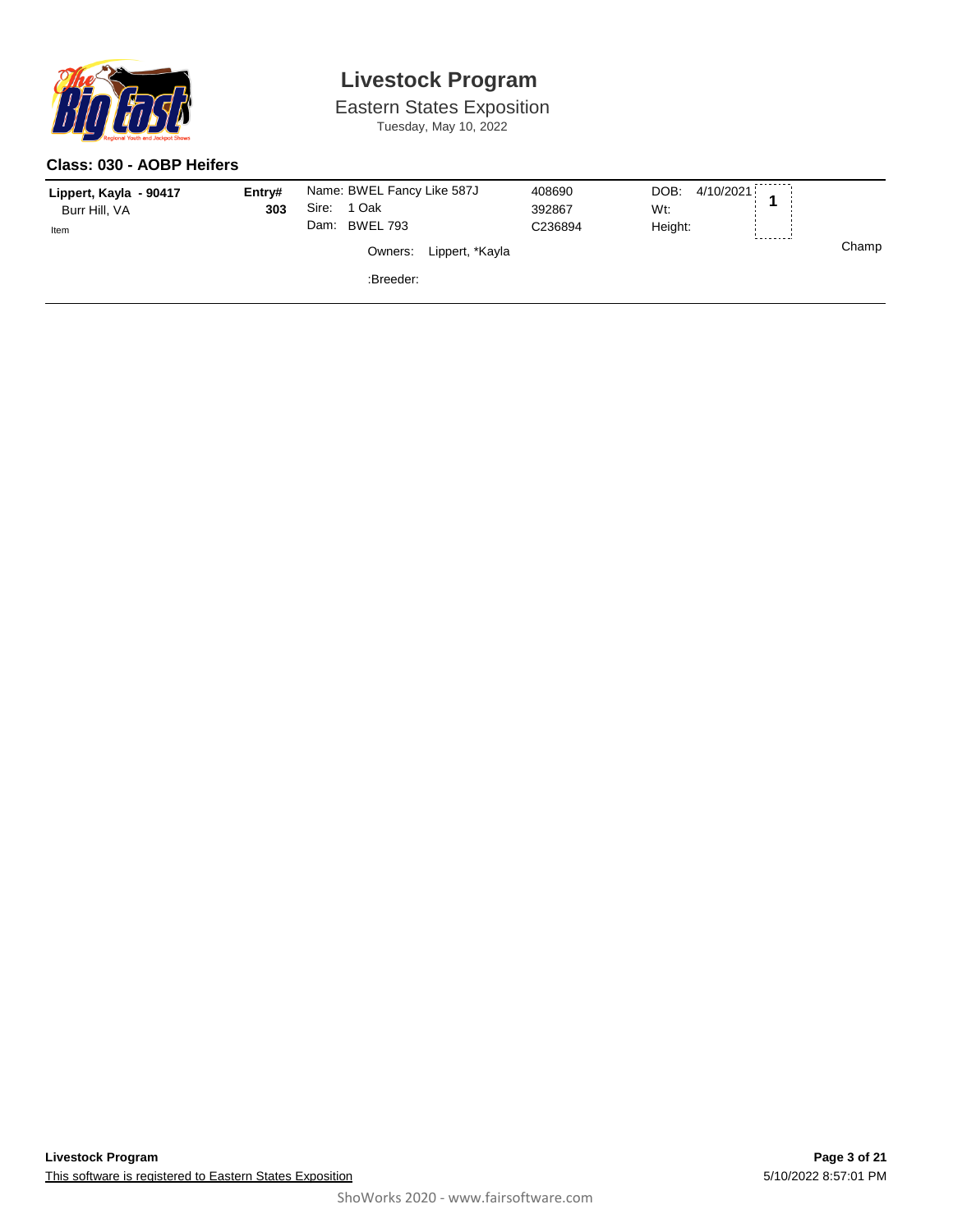# Livestock Program

Eastern States Exposition

Tuesday, May 10, 2022

## Class: 030 - AOBP Heifers

| Exhibitor | Entry# | Animal | Reg. # | Details | Place | Award |
|---|---|---|---|---|---|---|
| **Lippert, Kayla - 90417**<br>Burr Hill, VA<br>Item | **303** | Name: BWEL Fancy Like 587J<br>Sire: 1 Oak<br>Dam: BWEL 793<br>Owners: Lippert, *Kayla<br>:Breeder: | 408690<br>392867<br>C236894 | DOB: 4/10/2021<br>Wt:<br>Height: | **1** | Champ |

**Livestock Program**

This software is registered to Eastern States Exposition

5/10/2022 8:57:01 PM

ShoWorks 2020 - www.fairsoftware.com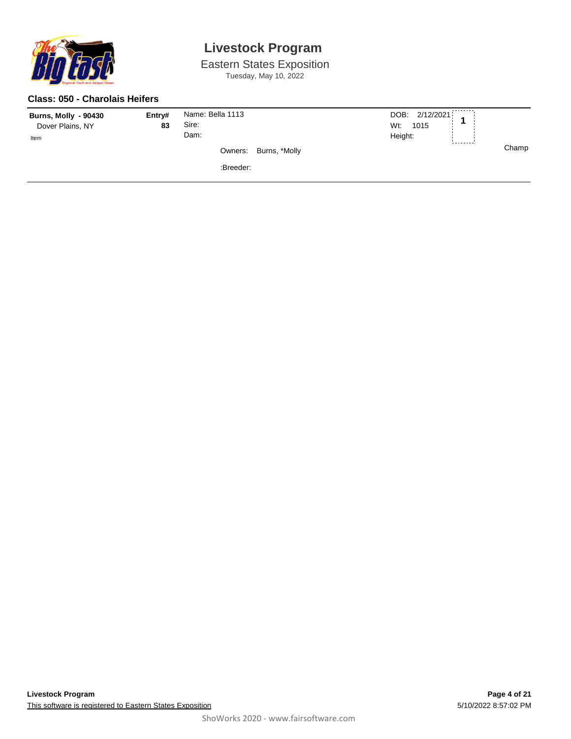# Livestock Program

Eastern States Exposition

Tuesday, May 10, 2022

### Class: 050 - Charolais Heifers

| Exhibitor | Entry# | Animal | Details | Place | Award |
|---|---|---|---|---|---|
| **Burns, Molly - 90430**<br>Dover Plains, NY<br>Item | **83** | Name: Bella 1113<br>Sire:<br>Dam:<br>Owners: Burns, *Molly<br>:Breeder: | DOB: 2/12/2021<br>Wt: 1015<br>Height: | **1** | Champ |

**Livestock Program**

This software is registered to Eastern States Exposition

5/10/2022 8:57:02 PM

ShoWorks 2020 - www.fairsoftware.com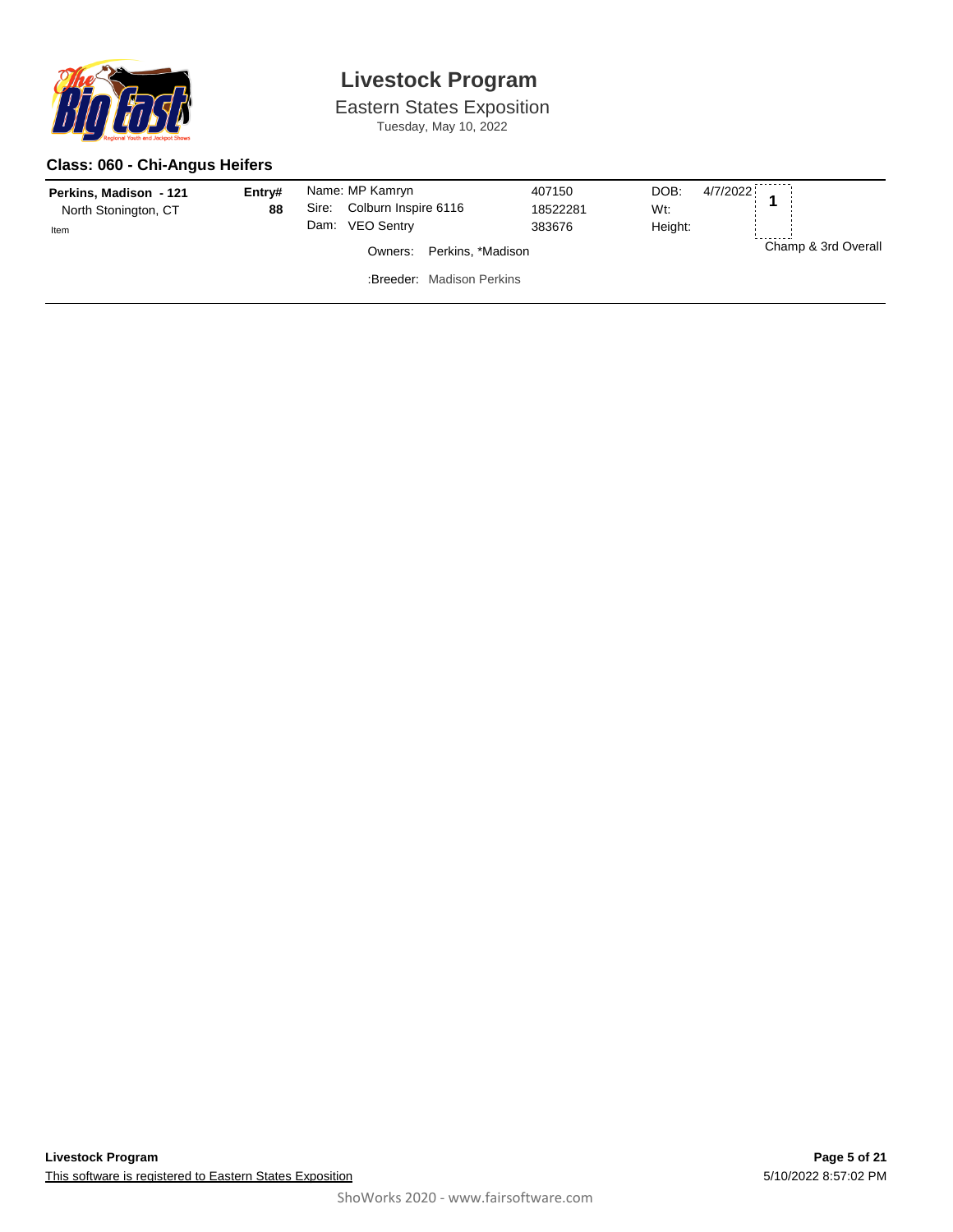# Livestock Program

Eastern States Exposition

Tuesday, May 10, 2022

### Class: 060 - Chi-Angus Heifers

| Exhibitor | Entry# | Animal | | DOB/Wt/Height | | Placing |
|---|---|---|---|---|---|---|
| **Perkins, Madison - 121** | **88** | Name: MP Kamryn | 407150 | DOB: | 4/7/2022 | **1** |
| North Stonington, CT | | Sire: Colburn Inspire 6116 | 18522281 | Wt: | | |
| Item | | Dam: VEO Sentry | 383676 | Height: | | Champ & 3rd Overall |
| | | Owners: Perkins, *Madison | | | | |
| | | :Breeder: Madison Perkins | | | | |

**Livestock Program**

This software is registered to Eastern States Exposition

5/10/2022 8:57:02 PM

ShoWorks 2020 - www.fairsoftware.com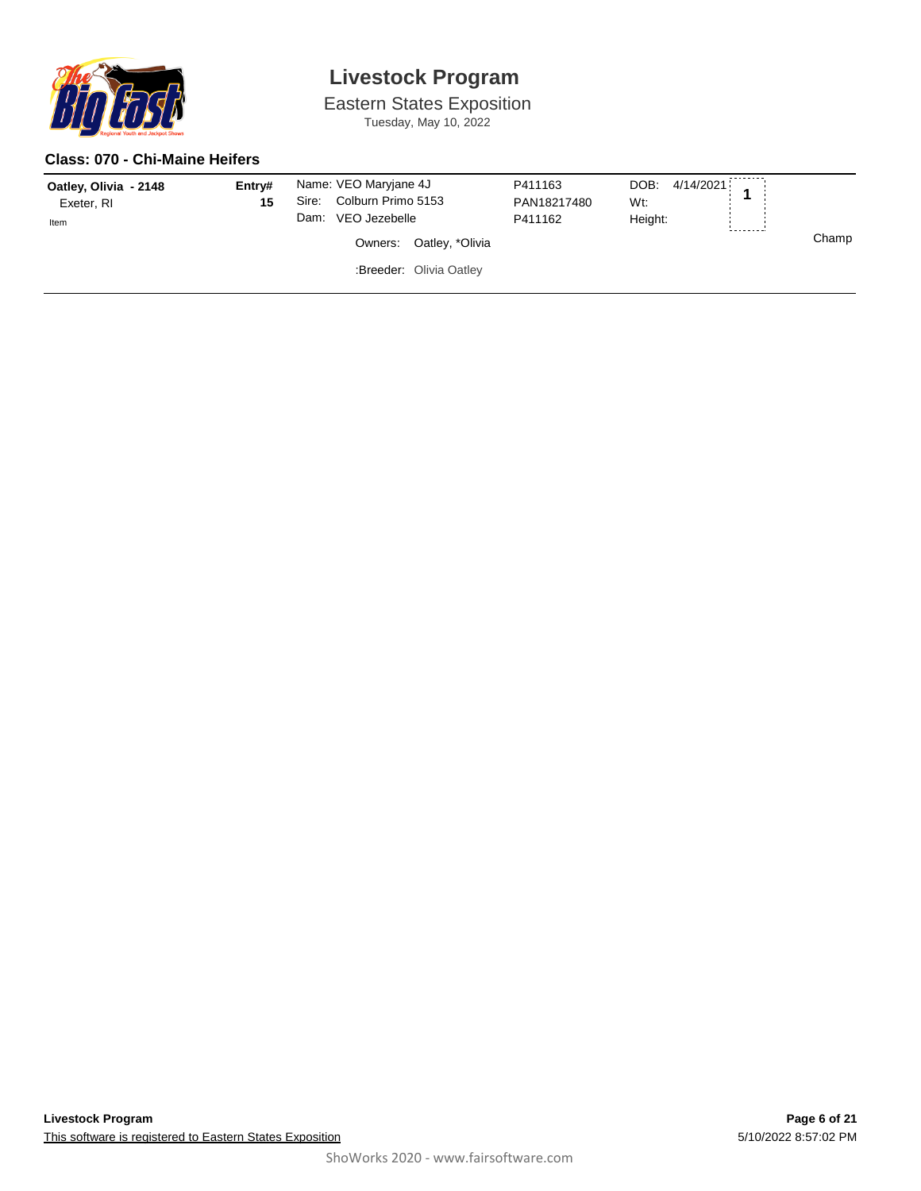# Livestock Program

Eastern States Exposition

Tuesday, May 10, 2022

### Class: 070 - Chi-Maine Heifers

| Exhibitor | Entry# | Animal | Registration | Details | Place | Award |
|---|---|---|---|---|---|---|
| **Oatley, Olivia - 2148**<br>Exeter, RI<br>Item | **15** | Name: VEO Maryjane 4J<br>Sire: Colburn Primo 5153<br>Dam: VEO Jezebelle<br>Owners: Oatley, *Olivia<br>:Breeder: Olivia Oatley | P411163<br>PAN18217480<br>P411162 | DOB: 4/14/2021<br>Wt:<br>Height: | **1** | Champ |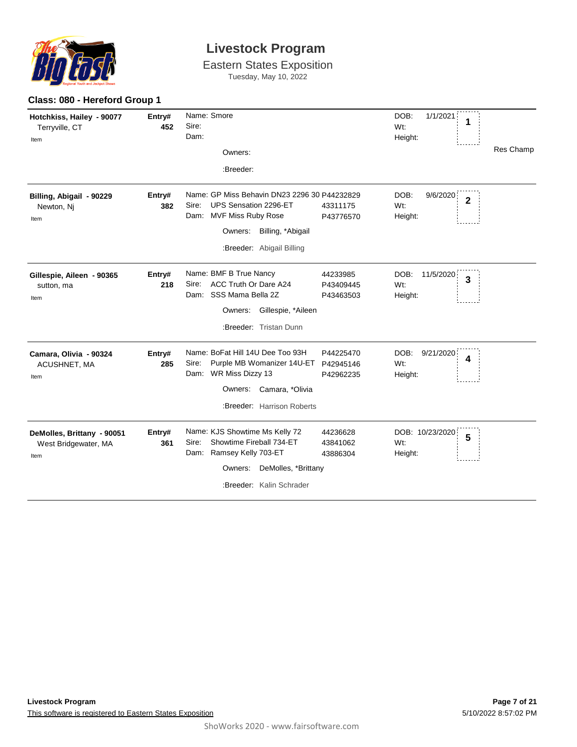# Livestock Program

## Eastern States Exposition

Tuesday, May 10, 2022

### Class: 080 - Hereford Group 1

| Exhibitor | Entry# | Animal | Reg# | DOB / Wt / Height | Place | Award |
|---|---|---|---|---|---|---|
| **Hotchkiss, Hailey - 90077**<br>Terryville, CT<br>Item | **452** | Name: Smore<br>Sire:<br>Dam:<br>Owners:<br>:Breeder: | | DOB: 1/1/2021<br>Wt:<br>Height: | **1** | Res Champ |
| **Billing, Abigail - 90229**<br>Newton, Nj<br>Item | **382** | Name: GP Miss Behavin DN23 2296 30<br>Sire: UPS Sensation 2296-ET<br>Dam: MVF Miss Ruby Rose<br>Owners: Billing, *Abigail<br>:Breeder: Abigail Billing | P44232829<br>43311175<br>P43776570 | DOB: 9/6/2020<br>Wt:<br>Height: | **2** | |
| **Gillespie, Aileen - 90365**<br>sutton, ma<br>Item | **218** | Name: BMF B True Nancy<br>Sire: ACC Truth Or Dare A24<br>Dam: SSS Mama Bella 2Z<br>Owners: Gillespie, *Aileen<br>:Breeder: Tristan Dunn | 44233985<br>P43409445<br>P43463503 | DOB: 11/5/2020<br>Wt:<br>Height: | **3** | |
| **Camara, Olivia - 90324**<br>ACUSHNET, MA<br>Item | **285** | Name: BoFat Hill 14U Dee Too 93H<br>Sire: Purple MB Womanizer 14U-ET<br>Dam: WR Miss Dizzy 13<br>Owners: Camara, *Olivia<br>:Breeder: Harrison Roberts | P44225470<br>P42945146<br>P42962235 | DOB: 9/21/2020<br>Wt:<br>Height: | **4** | |
| **DeMolles, Brittany - 90051**<br>West Bridgewater, MA<br>Item | **361** | Name: KJS Showtime Ms Kelly 72<br>Sire: Showtime Fireball 734-ET<br>Dam: Ramsey Kelly 703-ET<br>Owners: DeMolles, *Brittany<br>:Breeder: Kalin Schrader | 44236628<br>43841062<br>43886304 | DOB: 10/23/2020<br>Wt:<br>Height: | **5** | |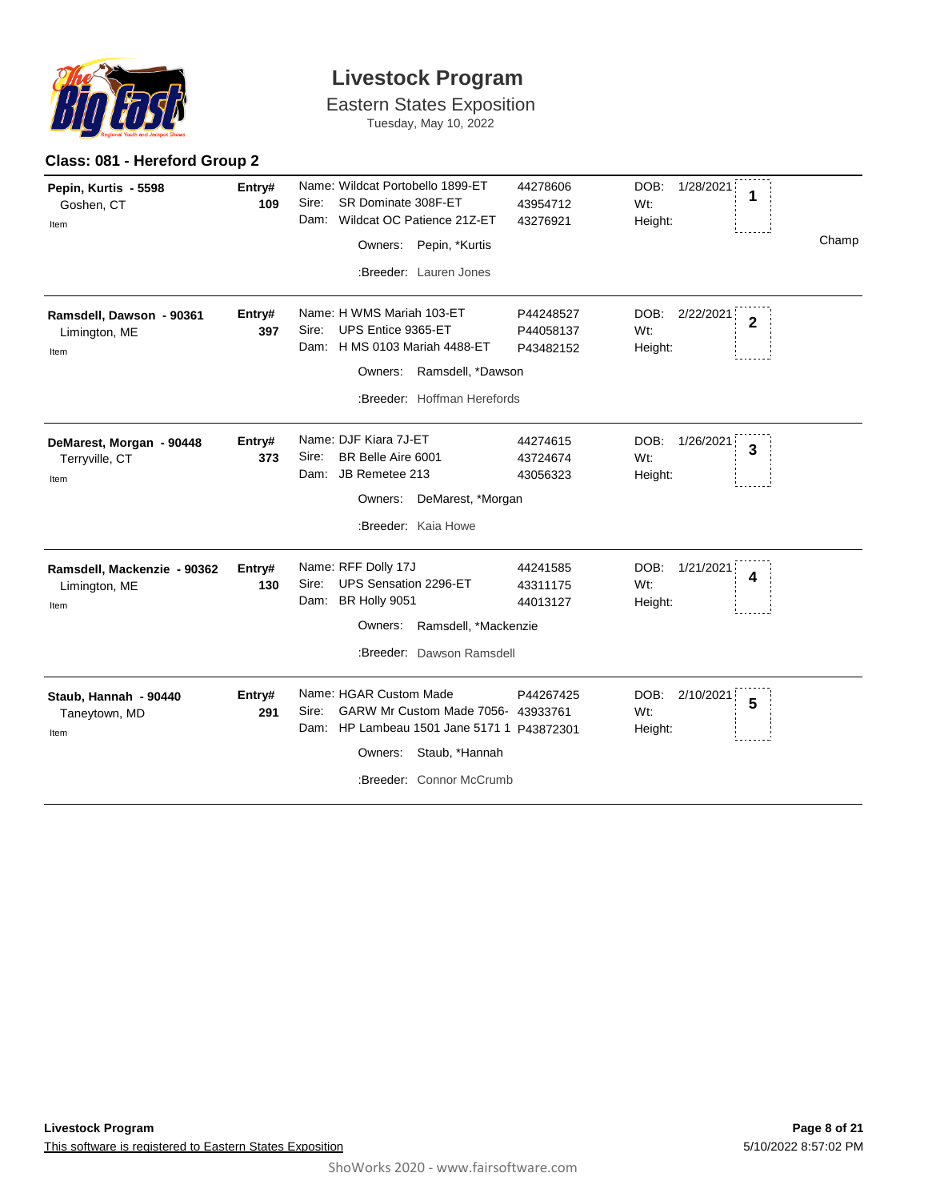# Livestock Program

Eastern States Exposition

Tuesday, May 10, 2022

## Class: 081 - Hereford Group 2

| Exhibitor | Entry# | Animal | Reg # | DOB / Wt / Height | Place | |
|---|---|---|---|---|---|---|
| **Pepin, Kurtis - 5598**<br>Goshen, CT<br>Item | **109** | Name: Wildcat Portobello 1899-ET<br>Sire: SR Dominate 308F-ET<br>Dam: Wildcat OC Patience 21Z-ET<br>Owners: Pepin, *Kurtis<br>:Breeder: Lauren Jones | 44278606<br>43954712<br>43276921 | DOB: 1/28/2021<br>Wt:<br>Height: | **1** | Champ |
| **Ramsdell, Dawson - 90361**<br>Limington, ME<br>Item | **397** | Name: H WMS Mariah 103-ET<br>Sire: UPS Entice 9365-ET<br>Dam: H MS 0103 Mariah 4488-ET<br>Owners: Ramsdell, *Dawson<br>:Breeder: Hoffman Herefords | P44248527<br>P44058137<br>P43482152 | DOB: 2/22/2021<br>Wt:<br>Height: | **2** | |
| **DeMarest, Morgan - 90448**<br>Terryville, CT<br>Item | **373** | Name: DJF Kiara 7J-ET<br>Sire: BR Belle Aire 6001<br>Dam: JB Remetee 213<br>Owners: DeMarest, *Morgan<br>:Breeder: Kaia Howe | 44274615<br>43724674<br>43056323 | DOB: 1/26/2021<br>Wt:<br>Height: | **3** | |
| **Ramsdell, Mackenzie - 90362**<br>Limington, ME<br>Item | **130** | Name: RFF Dolly 17J<br>Sire: UPS Sensation 2296-ET<br>Dam: BR Holly 9051<br>Owners: Ramsdell, *Mackenzie<br>:Breeder: Dawson Ramsdell | 44241585<br>43311175<br>44013127 | DOB: 1/21/2021<br>Wt:<br>Height: | **4** | |
| **Staub, Hannah - 90440**<br>Taneytown, MD<br>Item | **291** | Name: HGAR Custom Made<br>Sire: GARW Mr Custom Made 7056-<br>Dam: HP Lambeau 1501 Jane 5171 1<br>Owners: Staub, *Hannah<br>:Breeder: Connor McCrumb | P44267425<br>43933761<br>P43872301 | DOB: 2/10/2021<br>Wt:<br>Height: | **5** | |

**Livestock Program**

This software is registered to Eastern States Exposition

5/10/2022 8:57:02 PM

ShoWorks 2020 - www.fairsoftware.com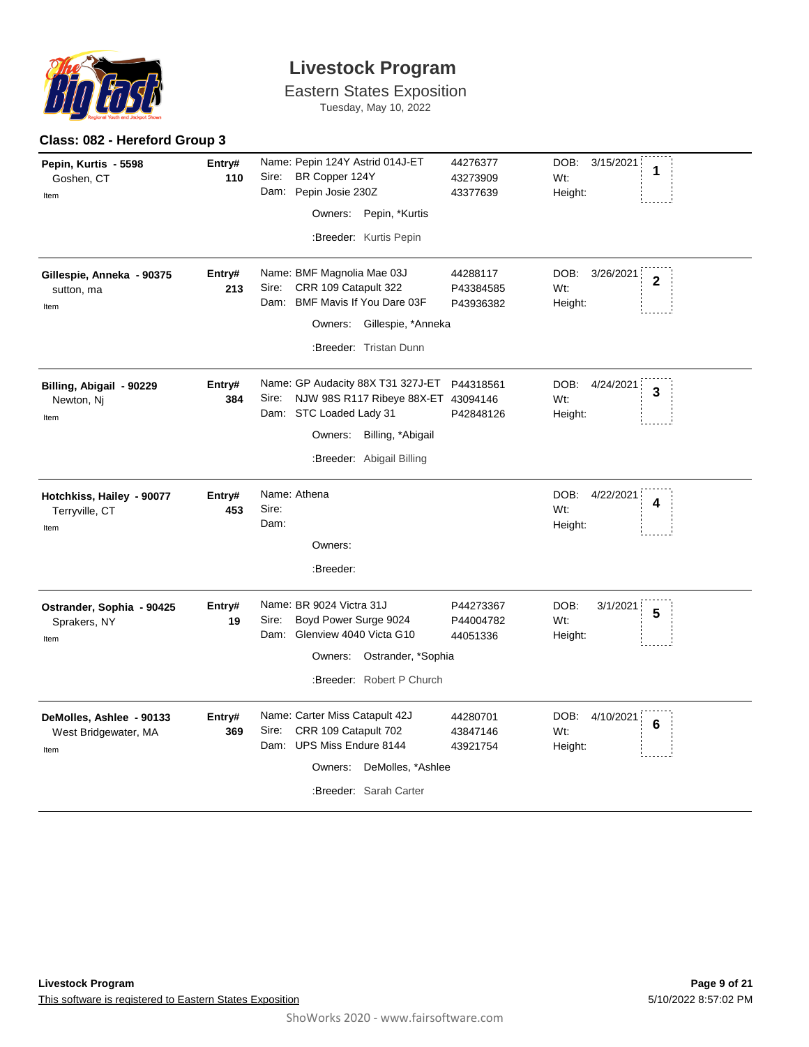# Livestock Program

## Eastern States Exposition

Tuesday, May 10, 2022

### Class: 082 - Hereford Group 3

| Exhibitor | Entry# | Animal | Reg # | DOB / Wt / Height | Place |
|---|---|---|---|---|---|
| **Pepin, Kurtis - 5598**<br>Goshen, CT<br>Item | **110** | Name: Pepin 124Y Astrid 014J-ET<br>Sire: BR Copper 124Y<br>Dam: Pepin Josie 230Z<br>Owners: Pepin, *Kurtis<br>:Breeder: Kurtis Pepin | 44276377<br>43273909<br>43377639 | DOB: 3/15/2021<br>Wt:<br>Height: | **1** |
| **Gillespie, Anneka - 90375**<br>sutton, ma<br>Item | **213** | Name: BMF Magnolia Mae 03J<br>Sire: CRR 109 Catapult 322<br>Dam: BMF Mavis If You Dare 03F<br>Owners: Gillespie, *Anneka<br>:Breeder: Tristan Dunn | 44288117<br>P43384585<br>P43936382 | DOB: 3/26/2021<br>Wt:<br>Height: | **2** |
| **Billing, Abigail - 90229**<br>Newton, Nj<br>Item | **384** | Name: GP Audacity 88X T31 327J-ET<br>Sire: NJW 98S R117 Ribeye 88X-ET<br>Dam: STC Loaded Lady 31<br>Owners: Billing, *Abigail<br>:Breeder: Abigail Billing | P44318561<br>43094146<br>P42848126 | DOB: 4/24/2021<br>Wt:<br>Height: | **3** |
| **Hotchkiss, Hailey - 90077**<br>Terryville, CT<br>Item | **453** | Name: Athena<br>Sire:<br>Dam:<br>Owners:<br>:Breeder: | | DOB: 4/22/2021<br>Wt:<br>Height: | **4** |
| **Ostrander, Sophia - 90425**<br>Sprakers, NY<br>Item | **19** | Name: BR 9024 Victra 31J<br>Sire: Boyd Power Surge 9024<br>Dam: Glenview 4040 Victa G10<br>Owners: Ostrander, *Sophia<br>:Breeder: Robert P Church | P44273367<br>P44004782<br>44051336 | DOB: 3/1/2021<br>Wt:<br>Height: | **5** |
| **DeMolles, Ashlee - 90133**<br>West Bridgewater, MA<br>Item | **369** | Name: Carter Miss Catapult 42J<br>Sire: CRR 109 Catapult 702<br>Dam: UPS Miss Endure 8144<br>Owners: DeMolles, *Ashlee<br>:Breeder: Sarah Carter | 44280701<br>43847146<br>43921754 | DOB: 4/10/2021<br>Wt:<br>Height: | **6** |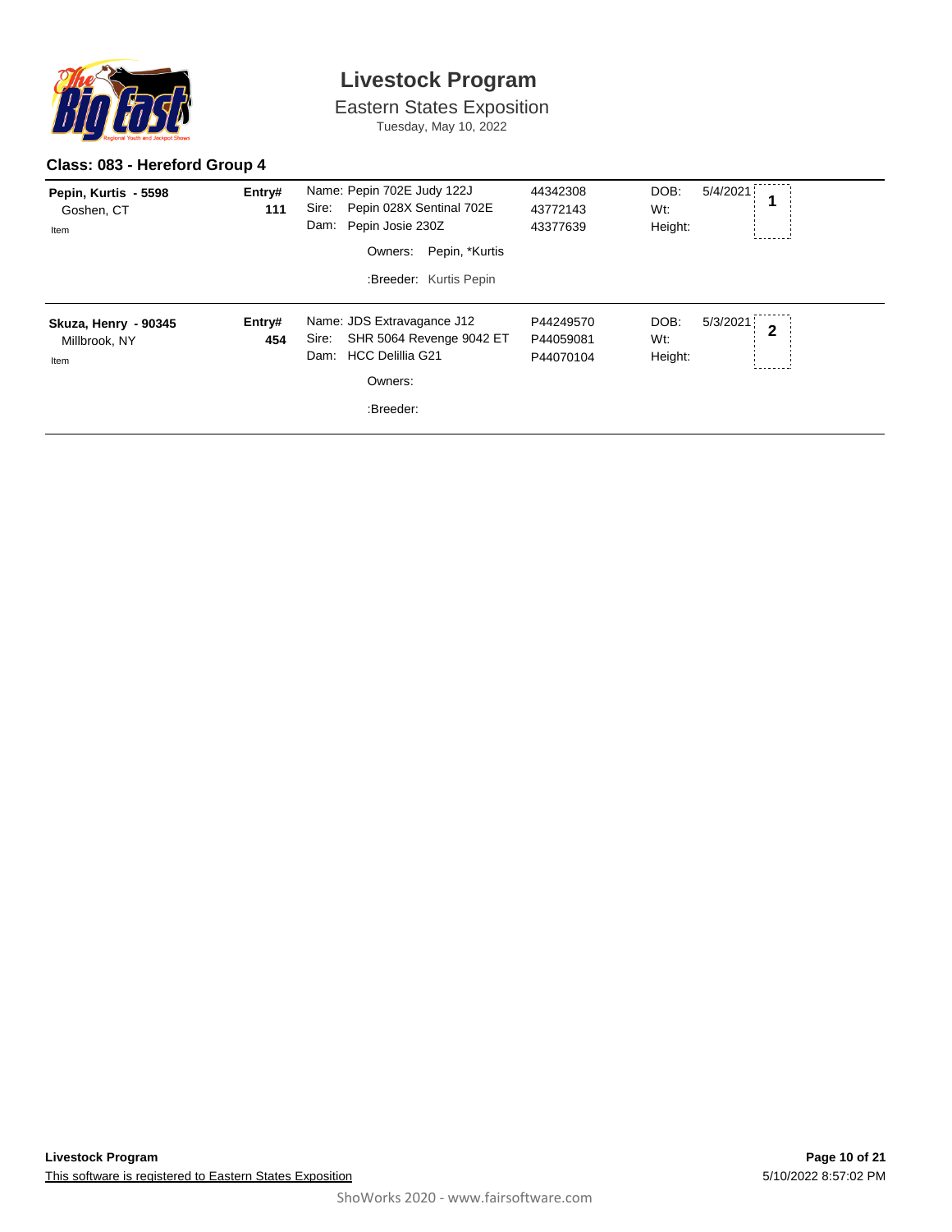# Livestock Program

Eastern States Exposition

Tuesday, May 10, 2022

## Class: 083 - Hereford Group 4

| Exhibitor | Entry# | Animal | Reg # | | | Place |
|---|---|---|---|---|---|---|
| **Pepin, Kurtis - 5598**<br>Goshen, CT<br>Item | **111** | Name: Pepin 702E Judy 122J<br>Sire: Pepin 028X Sentinal 702E<br>Dam: Pepin Josie 230Z<br>Owners: Pepin, *Kurtis<br>:Breeder: Kurtis Pepin | 44342308<br>43772143<br>43377639 | DOB:<br>Wt:<br>Height: | 5/4/2021 | **1** |
| **Skuza, Henry - 90345**<br>Millbrook, NY<br>Item | **454** | Name: JDS Extravagance J12<br>Sire: SHR 5064 Revenge 9042 ET<br>Dam: HCC Delillia G21<br>Owners:<br>:Breeder: | P44249570<br>P44059081<br>P44070104 | DOB:<br>Wt:<br>Height: | 5/3/2021 | **2** |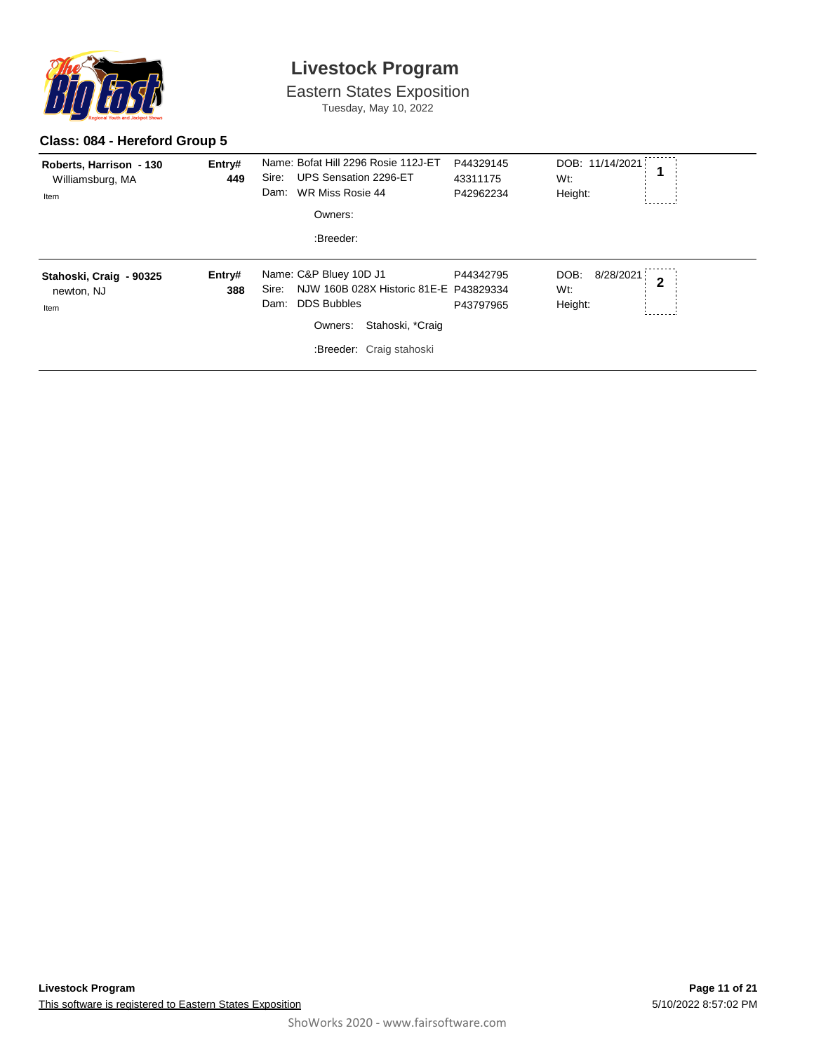# Livestock Program

Eastern States Exposition

Tuesday, May 10, 2022

## Class: 084 - Hereford Group 5

| Exhibitor | Entry# | Animal | Reg. # | Details | Place |
| --- | --- | --- | --- | --- | --- |
| **Roberts, Harrison - 130** Williamsburg, MA Item | **449** | Name: Bofat Hill 2296 Rosie 112J-ET Sire: UPS Sensation 2296-ET Dam: WR Miss Rosie 44 Owners: :Breeder: | P44329145 43311175 P42962234 | DOB: 11/14/2021 Wt: Height: | 1 |
| **Stahoski, Craig - 90325** newton, NJ Item | **388** | Name: C&P Bluey 10D J1 Sire: NJW 160B 028X Historic 81E-E Dam: DDS Bubbles Owners: Stahoski, *Craig :Breeder: Craig stahoski | P44342795 P43829334 P43797965 | DOB: 8/28/2021 Wt: Height: | 2 |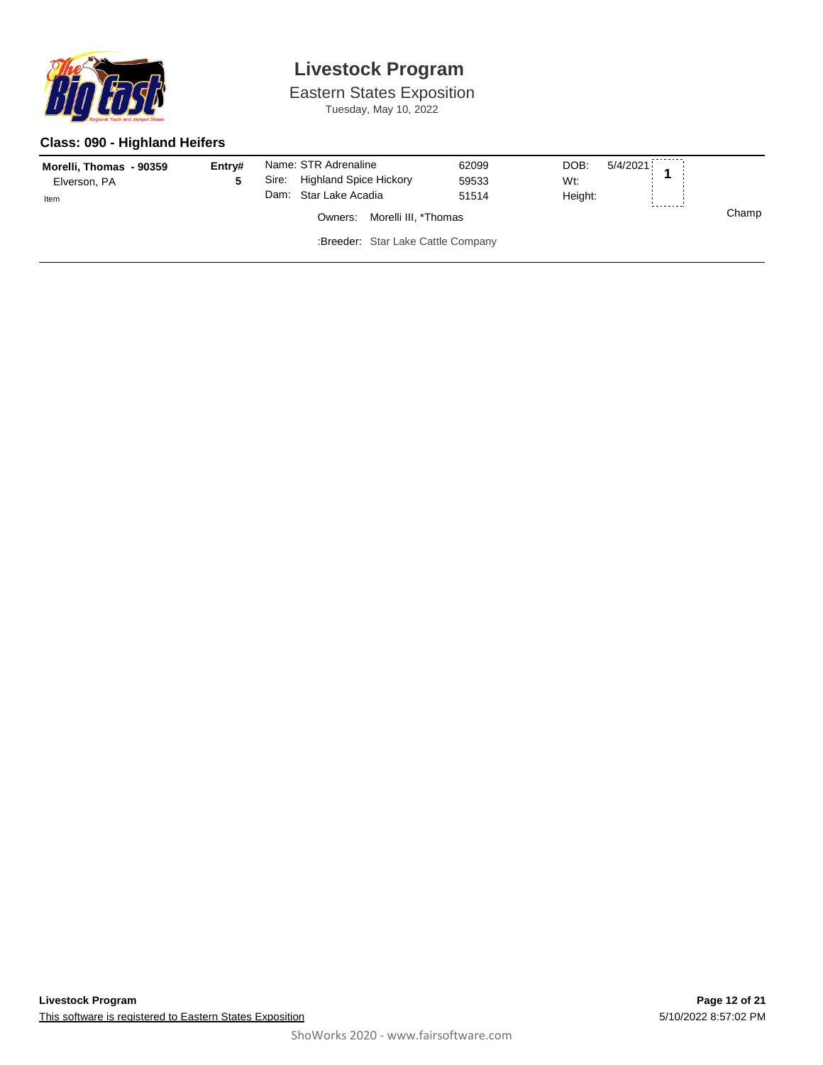# Livestock Program

Eastern States Exposition

Tuesday, May 10, 2022

### Class: 090 - Highland Heifers

| Exhibitor | Entry# | Animal | Reg# | | | Place | |
|---|---|---|---|---|---|---|---|
| **Morelli, Thomas - 90359** | **5** | Name: STR Adrenaline | 62099 | DOB: | 5/4/2021 | **1** | |
| Elverson, PA | | Sire: Highland Spice Hickory | 59533 | Wt: | | | |
| Item | | Dam: Star Lake Acadia | 51514 | Height: | | | |
| | | Owners: Morelli III, *Thomas | | | | | Champ |
| | | :Breeder: Star Lake Cattle Company | | | | | |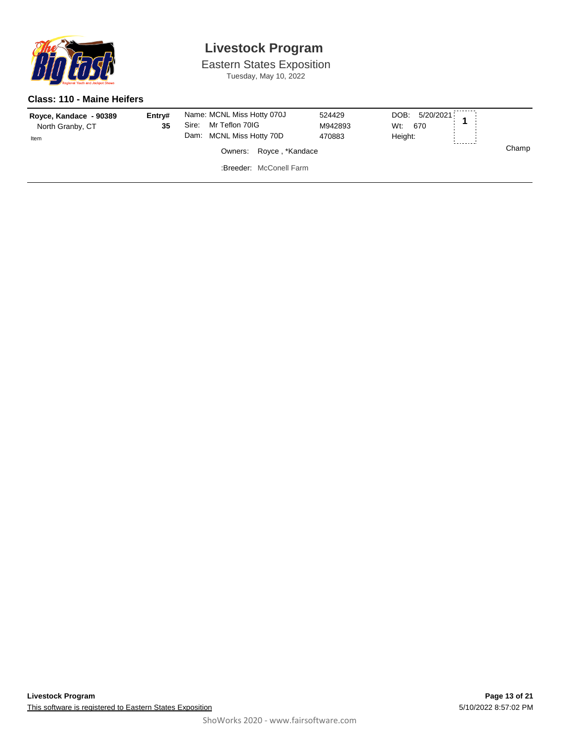# Livestock Program

Eastern States Exposition

Tuesday, May 10, 2022

## Class: 110 - Maine Heifers

| Exhibitor | Entry# | Animal | Reg. | Details | Place | Award |
|---|---|---|---|---|---|---|
| **Royce, Kandace - 90389**<br>North Granby, CT<br>Item | **35** | Name: MCNL Miss Hotty 070J<br>Sire: Mr Teflon 70IG<br>Dam: MCNL Miss Hotty 70D<br>Owners: Royce , *Kandace<br>:Breeder: McConell Farm | 524429<br>M942893<br>470883 | DOB: 5/20/2021<br>Wt: 670<br>Height: | **1** | Champ |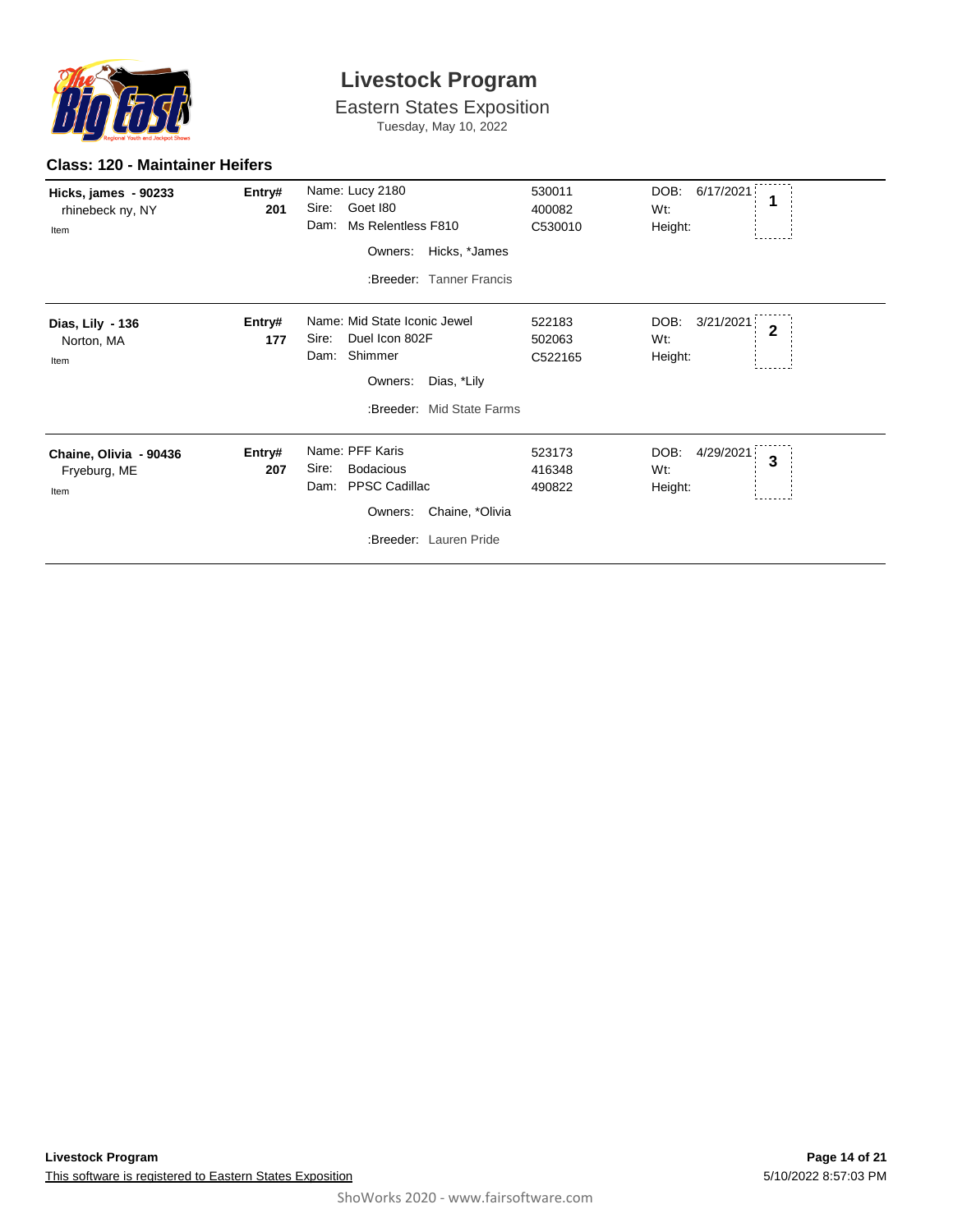# Livestock Program

## Eastern States Exposition

Tuesday, May 10, 2022

### Class: 120 - Maintainer Heifers

| Exhibitor | Entry# | Animal | Reg. # | DOB / Wt / Height | Place |
|---|---|---|---|---|---|
| **Hicks, james - 90233**<br>rhinebeck ny, NY<br>Item | **201** | Name: Lucy 2180<br>Sire: Goet I80<br>Dam: Ms Relentless F810<br>Owners: Hicks, *James<br>:Breeder: Tanner Francis | 530011<br>400082<br>C530010 | DOB: 6/17/2021<br>Wt:<br>Height: | **1** |
| **Dias, Lily - 136**<br>Norton, MA<br>Item | **177** | Name: Mid State Iconic Jewel<br>Sire: Duel Icon 802F<br>Dam: Shimmer<br>Owners: Dias, *Lily<br>:Breeder: Mid State Farms | 522183<br>502063<br>C522165 | DOB: 3/21/2021<br>Wt:<br>Height: | **2** |
| **Chaine, Olivia - 90436**<br>Fryeburg, ME<br>Item | **207** | Name: PFF Karis<br>Sire: Bodacious<br>Dam: PPSC Cadillac<br>Owners: Chaine, *Olivia<br>:Breeder: Lauren Pride | 523173<br>416348<br>490822 | DOB: 4/29/2021<br>Wt:<br>Height: | **3** |

**Livestock Program**

This software is registered to Eastern States Exposition

5/10/2022 8:57:03 PM

ShoWorks 2020 - www.fairsoftware.com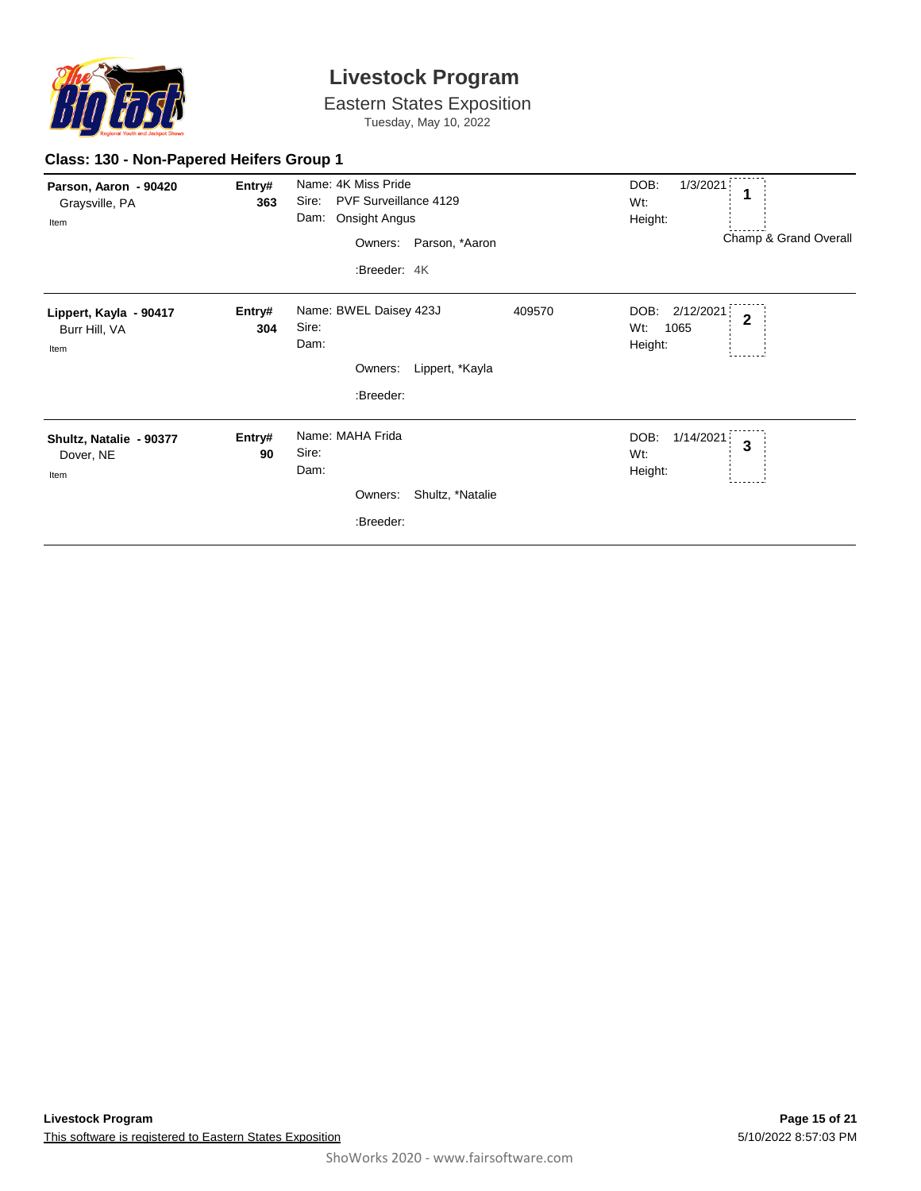# Livestock Program

Eastern States Exposition
Tuesday, May 10, 2022

## Class: 130 - Non-Papered Heifers Group 1

| Exhibitor | Entry# | Animal | | DOB / Wt / Height | Place |
|---|---|---|---|---|---|
| **Parson, Aaron - 90420**<br>Graysville, PA<br>Item | **363** | Name: 4K Miss Pride<br>Sire: PVF Surveillance 4129<br>Dam: Onsight Angus<br>Owners: Parson, *Aaron<br>:Breeder: 4K | | DOB: 1/3/2021<br>Wt:<br>Height: | **1**<br>Champ & Grand Overall |
| **Lippert, Kayla - 90417**<br>Burr Hill, VA<br>Item | **304** | Name: BWEL Daisy 423J<br>Sire:<br>Dam:<br>Owners: Lippert, *Kayla<br>:Breeder: | 409570 | DOB: 2/12/2021<br>Wt: 1065<br>Height: | **2** |
| **Shultz, Natalie - 90377**<br>Dover, NE<br>Item | **90** | Name: MAHA Frida<br>Sire:<br>Dam:<br>Owners: Shultz, *Natalie<br>:Breeder: | | DOB: 1/14/2021<br>Wt:<br>Height: | **3** |

**Livestock Program**
This software is registered to Eastern States Exposition

5/10/2022 8:57:03 PM

ShoWorks 2020 - www.fairsoftware.com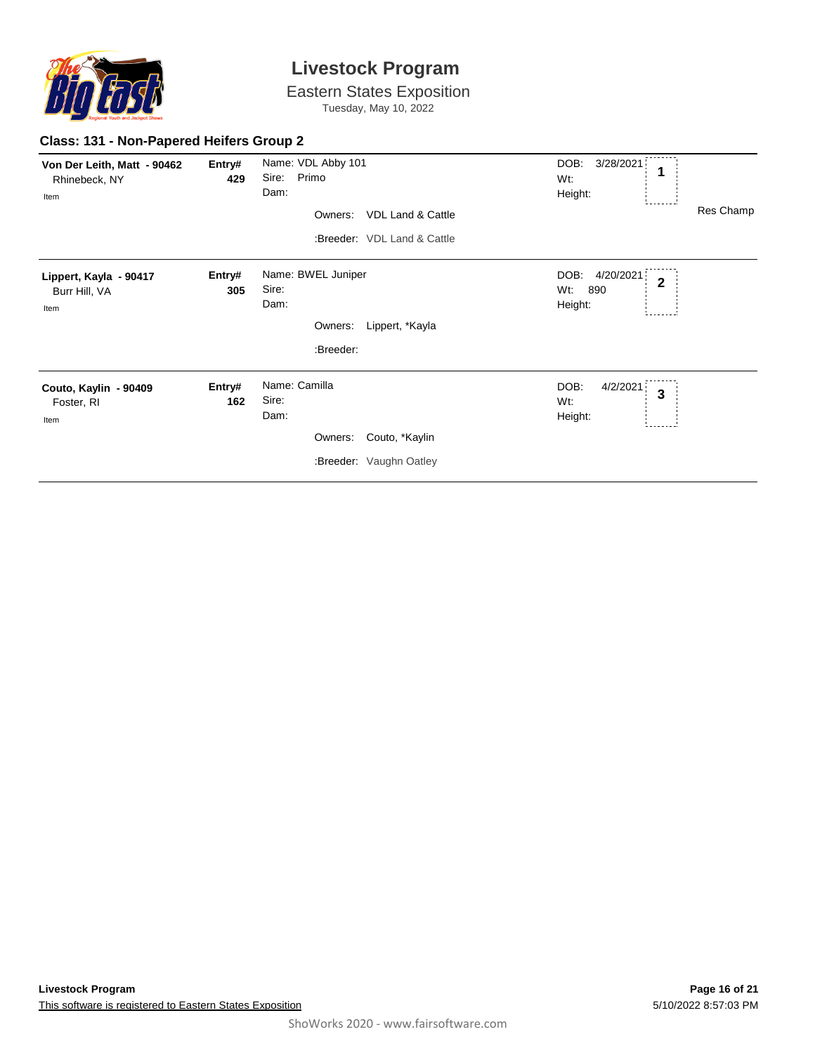# Livestock Program

Eastern States Exposition

Tuesday, May 10, 2022

## Class: 131 - Non-Papered Heifers Group 2

**Von Der Leith, Matt - 90462**
Rhinebeck, NY
Item

**Entry# 429**

Name: VDL Abby 101
Sire: Primo
Dam:

Owners: VDL Land & Cattle

:Breeder: VDL Land & Cattle

DOB: 3/28/2021
Wt:
Height:

**1**

Res Champ

---

**Lippert, Kayla - 90417**
Burr Hill, VA
Item

**Entry# 305**

Name: BWEL Juniper
Sire:
Dam:

Owners: Lippert, *Kayla

:Breeder:

DOB: 4/20/2021
Wt: 890
Height:

**2**

---

**Couto, Kaylin - 90409**
Foster, RI
Item

**Entry# 162**

Name: Camilla
Sire:
Dam:

Owners: Couto, *Kaylin

:Breeder: Vaughn Oatley

DOB: 4/2/2021
Wt:
Height:

**3**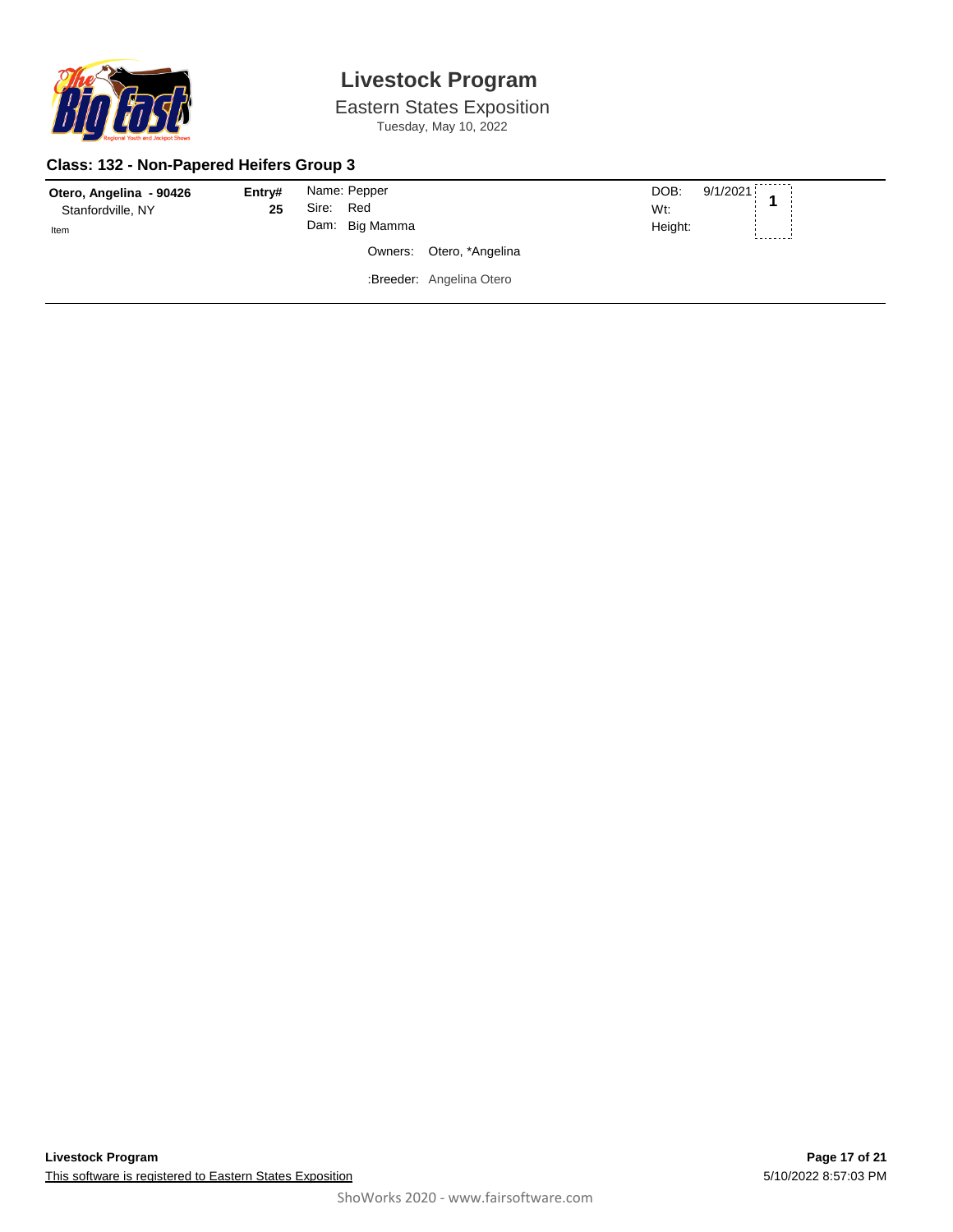# Livestock Program

Eastern States Exposition

Tuesday, May 10, 2022

## Class: 132 - Non-Papered Heifers Group 3

| Exhibitor | Entry# | Animal | | DOB / Wt / Height | Place |
|---|---|---|---|---|---|
| **Otero, Angelina - 90426**<br>Stanfordville, NY<br>Item | **25** | Name: Pepper<br>Sire: Red<br>Dam: Big Mamma | Owners: Otero, *Angelina<br>:Breeder: Angelina Otero | DOB: 9/1/2021<br>Wt:<br>Height: | **1** |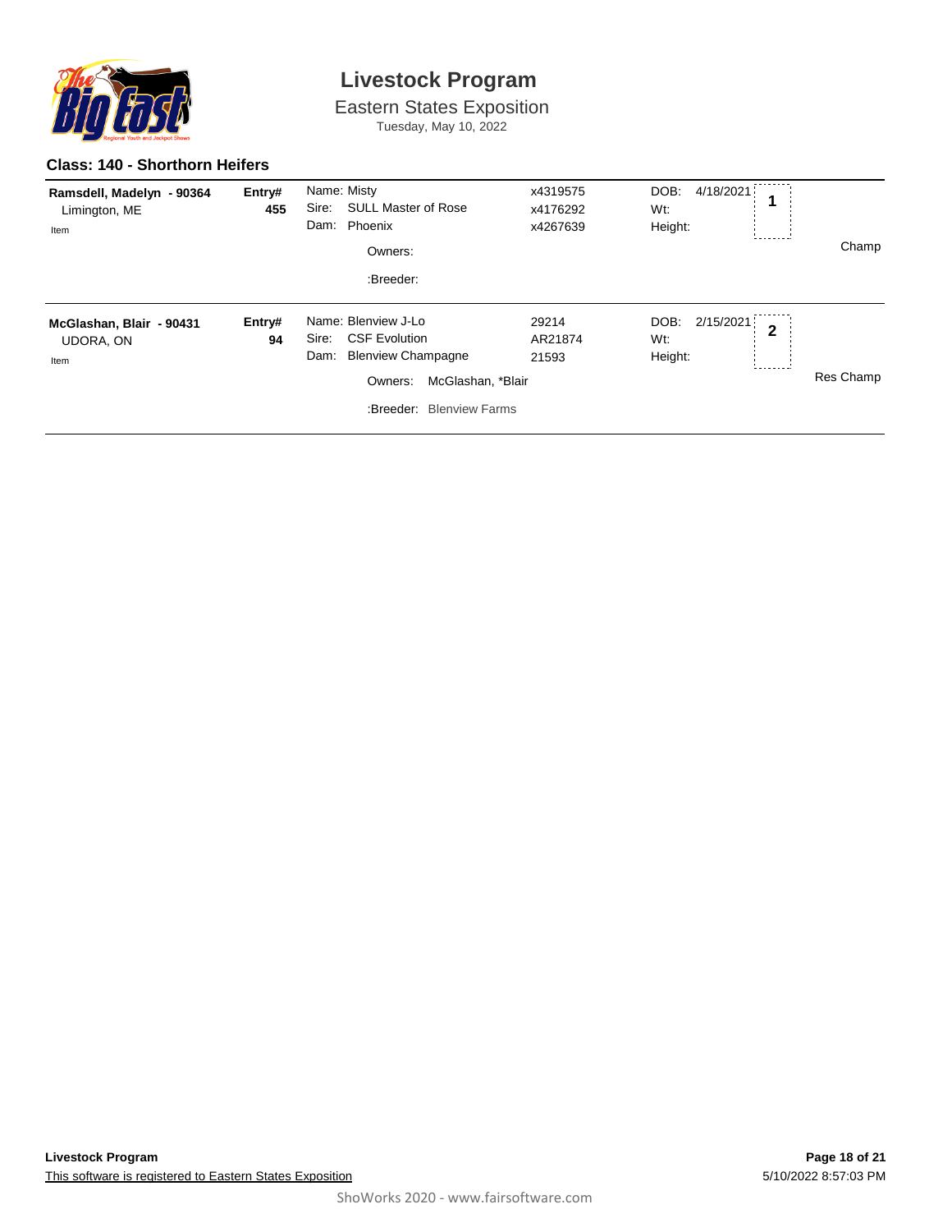# Livestock Program

Eastern States Exposition

Tuesday, May 10, 2022

### Class: 140 - Shorthorn Heifers

| Exhibitor | Entry# | Animal | Reg # | DOB / Wt / Height | Place | Award |
|---|---|---|---|---|---|---|
| **Ramsdell, Madelyn - 90364**<br>Limington, ME<br>Item | **455** | Name: Misty<br>Sire: SULL Master of Rose<br>Dam: Phoenix<br>Owners:<br>:Breeder: | x4319575<br>x4176292<br>x4267639 | DOB: 4/18/2021<br>Wt:<br>Height: | **1** | Champ |
| **McGlashan, Blair - 90431**<br>UDORA, ON<br>Item | **94** | Name: Blenview J-Lo<br>Sire: CSF Evolution<br>Dam: Blenview Champagne<br>Owners: McGlashan, *Blair<br>:Breeder: Blenview Farms | 29214<br>AR21874<br>21593 | DOB: 2/15/2021<br>Wt:<br>Height: | **2** | Res Champ |

**Livestock Program**

This software is registered to Eastern States Exposition

5/10/2022 8:57:03 PM

ShoWorks 2020 - www.fairsoftware.com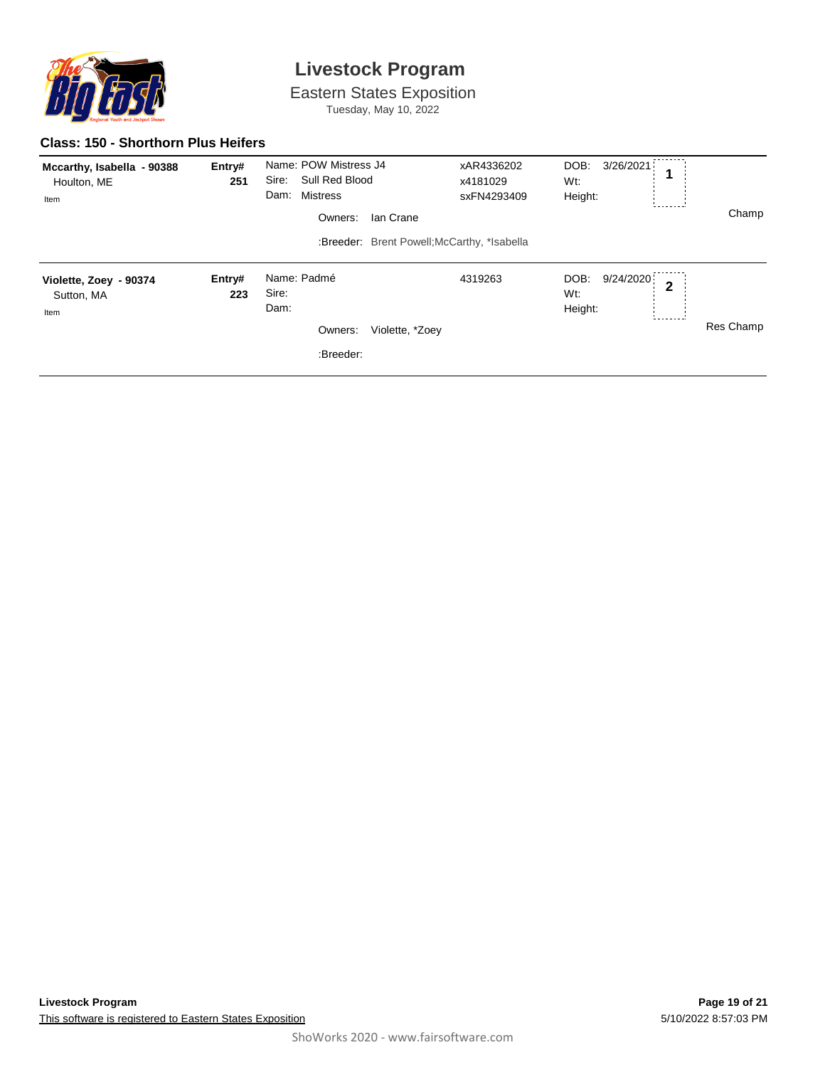# Livestock Program

Eastern States Exposition

Tuesday, May 10, 2022

## Class: 150 - Shorthorn Plus Heifers

| Exhibitor | Entry# | Animal | Registration | DOB / Wt / Height | Place | Award |
|---|---|---|---|---|---|---|
| **Mccarthy, Isabella - 90388**<br>Houlton, ME<br>Item | **251** | Name: POW Mistress J4<br>Sire: Sull Red Blood<br>Dam: Mistress<br>Owners: Ian Crane<br>:Breeder: Brent Powell;McCarthy, *Isabella | xAR4336202<br>x4181029<br>sxFN4293409 | DOB: 3/26/2021<br>Wt:<br>Height: | **1** | Champ |
| **Violette, Zoey - 90374**<br>Sutton, MA<br>Item | **223** | Name: Padmé<br>Sire:<br>Dam:<br>Owners: Violette, *Zoey<br>:Breeder: | 4319263 | DOB: 9/24/2020<br>Wt:<br>Height: | **2** | Res Champ |

**Livestock Program**

This software is registered to Eastern States Exposition

5/10/2022 8:57:03 PM

ShoWorks 2020 - www.fairsoftware.com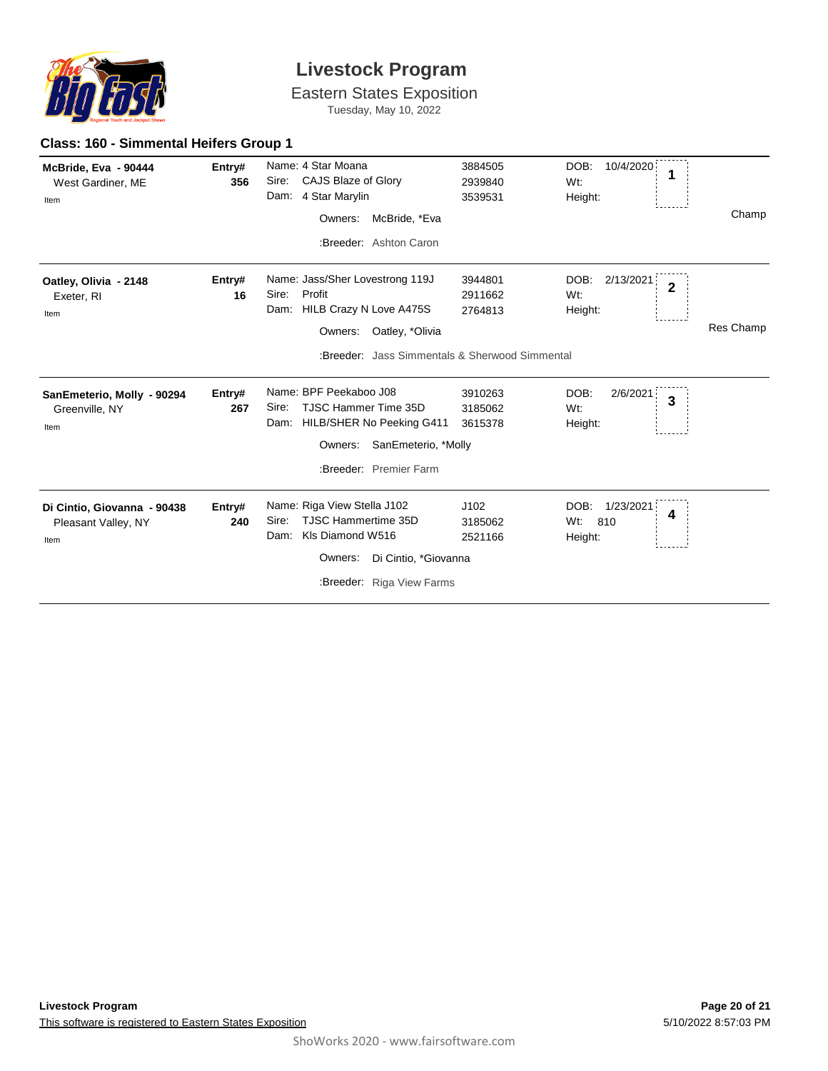# Livestock Program

Eastern States Exposition

Tuesday, May 10, 2022

## Class: 160 - Simmental Heifers Group 1

| Exhibitor | Entry# | Animal | Reg # | Details | Place | Award |
|---|---|---|---|---|---|---|
| **McBride, Eva - 90444**<br>West Gardiner, ME<br>Item | **356** | Name: 4 Star Moana<br>Sire: CAJS Blaze of Glory<br>Dam: 4 Star Marylin<br>Owners: McBride, *Eva<br>:Breeder: Ashton Caron | 3884505<br>2939840<br>3539531 | DOB: 10/4/2020<br>Wt:<br>Height: | **1** | Champ |
| **Oatley, Olivia - 2148**<br>Exeter, RI<br>Item | **16** | Name: Jass/Sher Lovestrong 119J<br>Sire: Profit<br>Dam: HILB Crazy N Love A475S<br>Owners: Oatley, *Olivia<br>:Breeder: Jass Simmentals & Sherwood Simmental | 3944801<br>2911662<br>2764813 | DOB: 2/13/2021<br>Wt:<br>Height: | **2** | Res Champ |
| **SanEmeterio, Molly - 90294**<br>Greenville, NY<br>Item | **267** | Name: BPF Peekaboo J08<br>Sire: TJSC Hammer Time 35D<br>Dam: HILB/SHER No Peeking G411<br>Owners: SanEmeterio, *Molly<br>:Breeder: Premier Farm | 3910263<br>3185062<br>3615378 | DOB: 2/6/2021<br>Wt:<br>Height: | **3** | |
| **Di Cintio, Giovanna - 90438**<br>Pleasant Valley, NY<br>Item | **240** | Name: Riga View Stella J102<br>Sire: TJSC Hammertime 35D<br>Dam: Kls Diamond W516<br>Owners: Di Cintio, *Giovanna<br>:Breeder: Riga View Farms | J102<br>3185062<br>2521166 | DOB: 1/23/2021<br>Wt: 810<br>Height: | **4** | |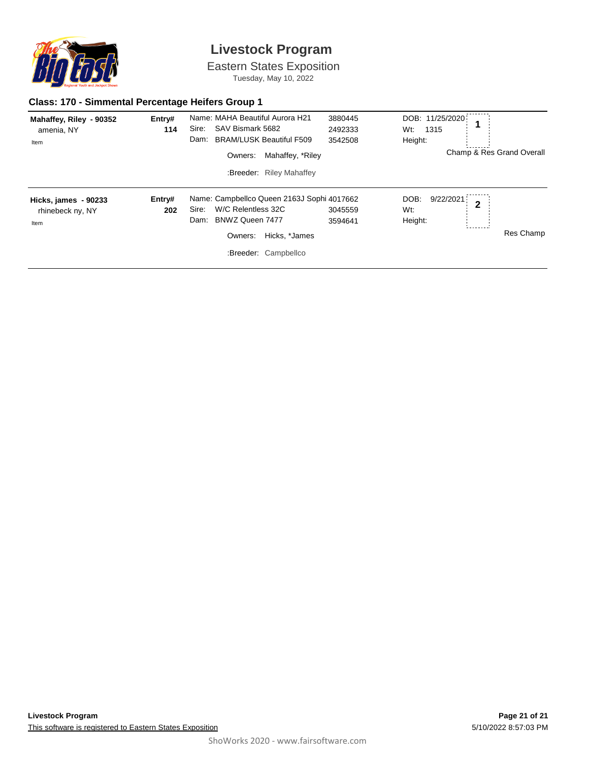# Livestock Program

Eastern States Exposition

Tuesday, May 10, 2022

## Class: 170 - Simmental Percentage Heifers Group 1

| | | | | | |
|---|---|---|---|---|---|
| **Mahaffey, Riley - 90352**<br>amenia, NY<br>Item | **Entry#**<br>**114** | Name: MAHA Beautiful Aurora H21<br>Sire: SAV Bismark 5682<br>Dam: BRAM/LUSK Beautiful F509<br>Owners: Mahaffey, *Riley<br>:Breeder: Riley Mahaffey | 3880445<br>2492333<br>3542508 | DOB: 11/25/2020<br>Wt: 1315<br>Height: | **1**<br>Champ & Res Grand Overall |
| **Hicks, james - 90233**<br>rhinebeck ny, NY<br>Item | **Entry#**<br>**202** | Name: Campbellco Queen 2163J Sophi<br>Sire: W/C Relentless 32C<br>Dam: BNWZ Queen 7477<br>Owners: Hicks, *James<br>:Breeder: Campbellco | 4017662<br>3045559<br>3594641 | DOB: 9/22/2021<br>Wt:<br>Height: | **2**<br>Res Champ |

**Livestock Program**

This software is registered to Eastern States Exposition

5/10/2022 8:57:03 PM

ShoWorks 2020 - www.fairsoftware.com